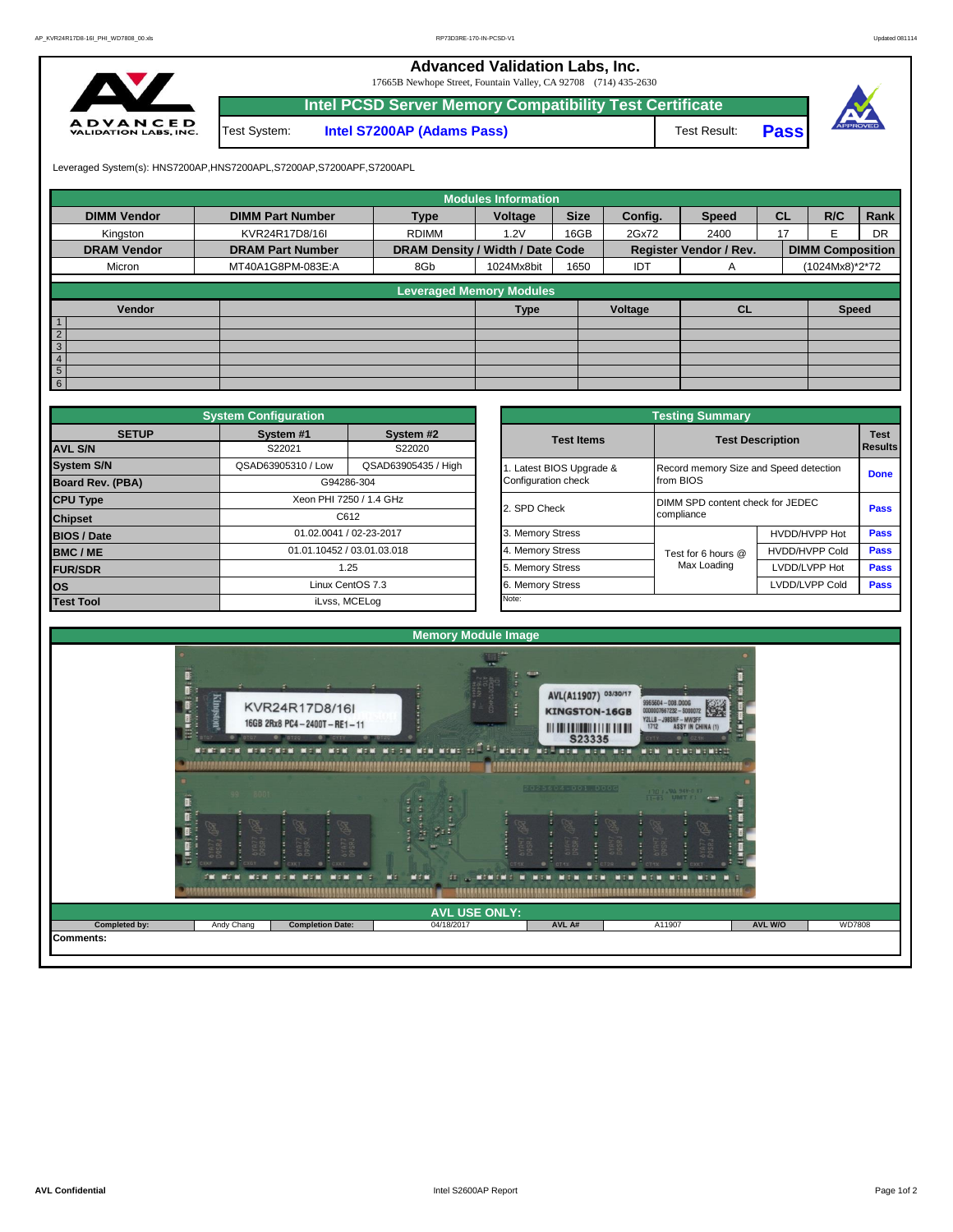# Advanced Validation Labs, Inc.

17665B Newhope Street, Fountain Valley, CA 92708 (714) 435-2630

## Intel PCSD Server Memory Compatibility Test Certificate

| Test System: | Intel S7200AP (Adams Pass) | Test Result: | Pass |
|---|---|---|---|

Leveraged System(s): HNS7200AP,HNS7200APL,S7200AP,S7200APF,S7200APL

**Modules Information**

| DIMM Vendor | DIMM Part Number | Type | Voltage | Size | Config. | Speed | CL | R/C | Rank |
|---|---|---|---|---|---|---|---|---|---|
| Kingston | KVR24R17D8/16I | RDIMM | 1.2V | 16GB | 2Gx72 | 2400 | 17 | E | DR |
| **DRAM Vendor** | **DRAM Part Number** | **DRAM Density / Width / Date Code** | | | **Register Vendor / Rev.** | | **DIMM Composition** | | |
| Micron | MT40A1G8PM-083E:A | 8Gb | 1024Mx8bit | 1650 | IDT | A | (1024Mx8)*2*72 | | |

**Leveraged Memory Modules**

| | Vendor | | Type | Voltage | CL | Speed |
|---|---|---|---|---|---|---|
| 1 | | | | | | |
| 2 | | | | | | |
| 3 | | | | | | |
| 4 | | | | | | |
| 5 | | | | | | |
| 6 | | | | | | |

**System Configuration**

| SETUP | System #1 | System #2 |
|---|---|---|
| AVL S/N | S22021 | S22020 |
| System S/N | QSAD63905310 / Low | QSAD63905435 / High |
| Board Rev. (PBA) | G94286-304 | |
| CPU Type | Xeon PHI 7250 / 1.4 GHz | |
| Chipset | C612 | |
| BIOS / Date | 01.02.0041 / 02-23-2017 | |
| BMC / ME | 01.01.10452 / 03.01.03.018 | |
| FUR/SDR | 1.25 | |
| OS | Linux CentOS 7.3 | |
| Test Tool | iLvss, MCELog | |

**Testing Summary**

| Test Items | Test Description | | Test Results |
|---|---|---|---|
| 1. Latest BIOS Upgrade & Configuration check | Record memory Size and Speed detection from BIOS | | Done |
| 2. SPD Check | DIMM SPD content check for JEDEC compliance | | Pass |
| 3. Memory Stress | Test for 6 hours @ Max Loading | HVDD/HVPP Hot | Pass |
| 4. Memory Stress | | HVDD/HVPP Cold | Pass |
| 5. Memory Stress | | LVDD/LVPP Hot | Pass |
| 6. Memory Stress | | LVDD/LVPP Cold | Pass |
| Note: | | | |

**Memory Module Image**

**AVL USE ONLY:**

| Completed by: | Andy Chang | Completion Date: | 04/18/2017 | AVL A# | A11907 | AVL W/O | WD7808 |
|---|---|---|---|---|---|---|---|

Comments: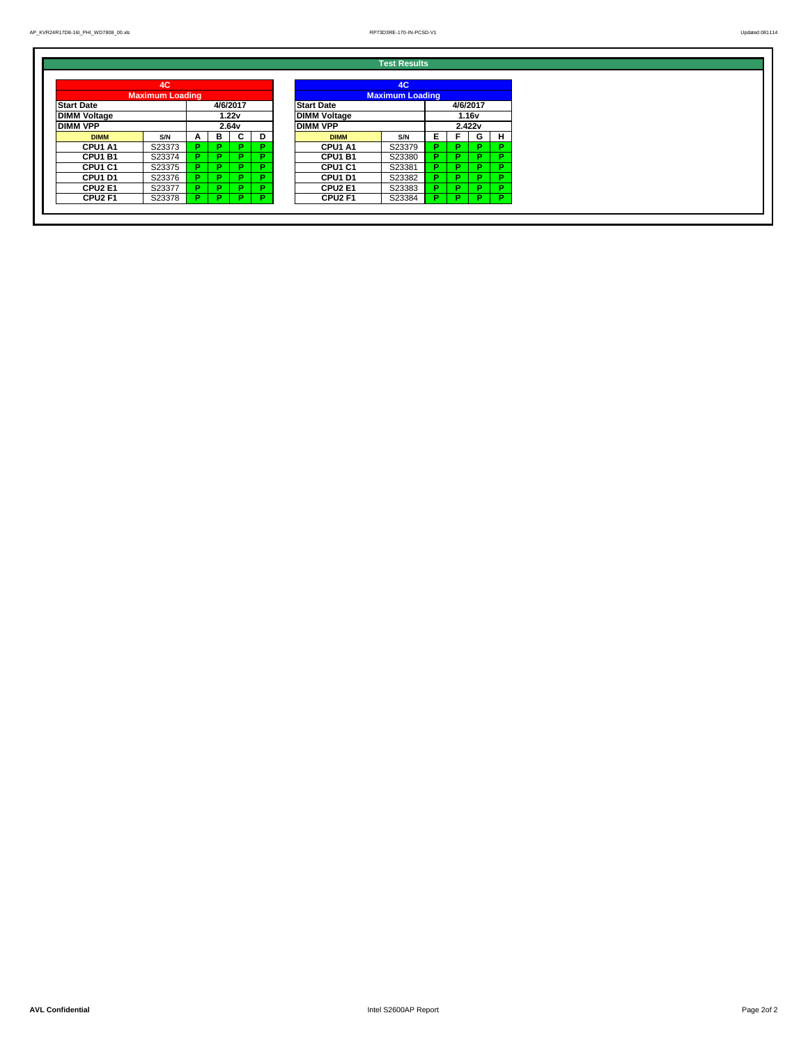## Test Results

| 4C Maximum Loading | | | | | |
|---|---|---|---|---|---|
| **Start Date** | | 4/6/2017 | | | |
| **DIMM Voltage** | | 1.22v | | | |
| **DIMM VPP** | | 2.64v | | | |
| **DIMM** | **S/N** | **A** | **B** | **C** | **D** |
| **CPU1 A1** | S23373 | P | P | P | P |
| **CPU1 B1** | S23374 | P | P | P | P |
| **CPU1 C1** | S23375 | P | P | P | P |
| **CPU1 D1** | S23376 | P | P | P | P |
| **CPU2 E1** | S23377 | P | P | P | P |
| **CPU2 F1** | S23378 | P | P | P | P |

| 4C Maximum Loading | | | | | |
|---|---|---|---|---|---|
| **Start Date** | | 4/6/2017 | | | |
| **DIMM Voltage** | | 1.16v | | | |
| **DIMM VPP** | | 2.422v | | | |
| **DIMM** | **S/N** | **E** | **F** | **G** | **H** |
| **CPU1 A1** | S23379 | P | P | P | P |
| **CPU1 B1** | S23380 | P | P | P | P |
| **CPU1 C1** | S23381 | P | P | P | P |
| **CPU1 D1** | S23382 | P | P | P | P |
| **CPU2 E1** | S23383 | P | P | P | P |
| **CPU2 F1** | S23384 | P | P | P | P |